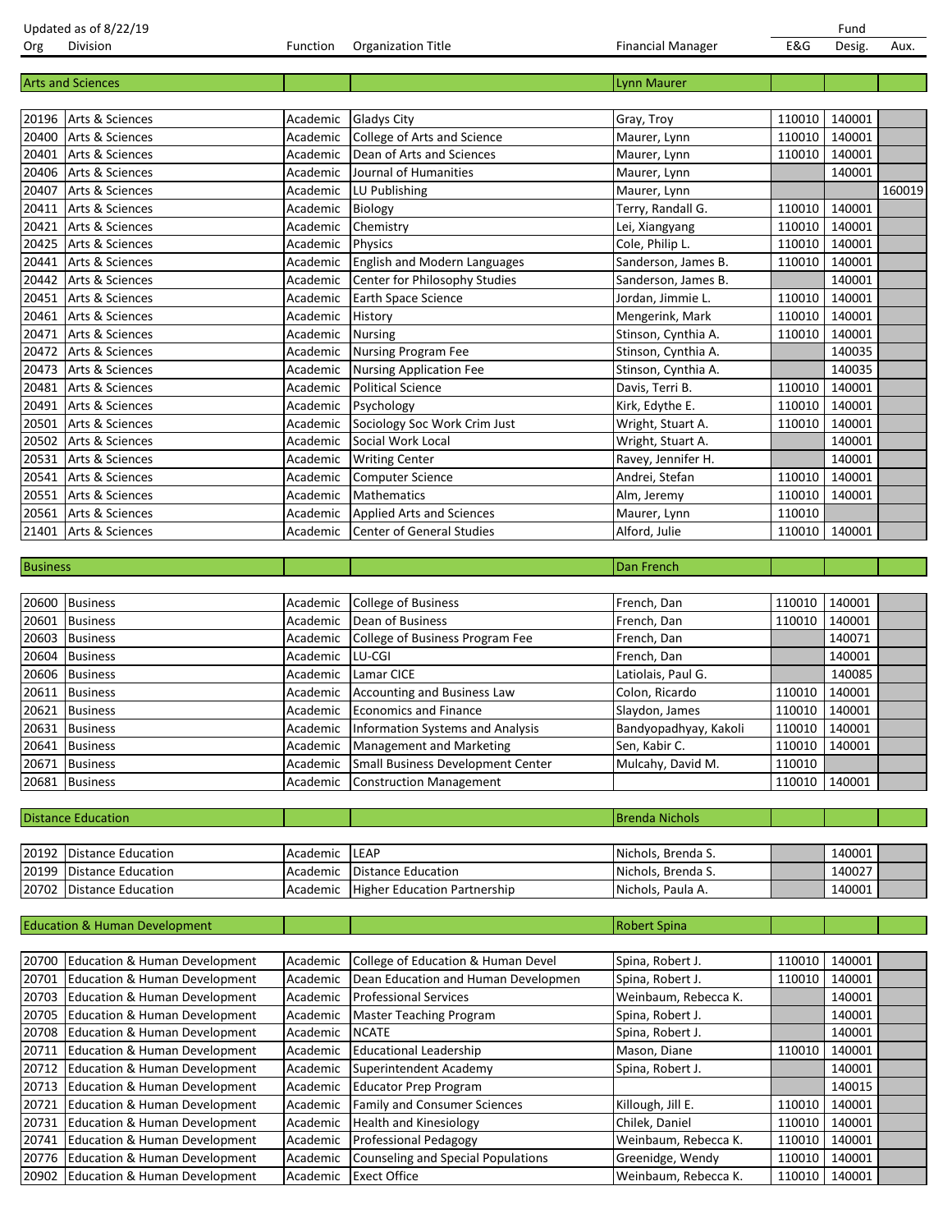Updated as of 8/22/19

| Org | Division | Function | Organization Title | Financial Manager | Fund E&G | Fund Desig. | Fund Aux. |
|---|---|---|---|---|---|---|---|
| Arts and Sciences | | | | Lynn Maurer | | | |
| 20196 | Arts & Sciences | Academic | Gladys City | Gray, Troy | 110010 | 140001 | |
| 20400 | Arts & Sciences | Academic | College of Arts and Science | Maurer, Lynn | 110010 | 140001 | |
| 20401 | Arts & Sciences | Academic | Dean of Arts and Sciences | Maurer, Lynn | 110010 | 140001 | |
| 20406 | Arts & Sciences | Academic | Journal of Humanities | Maurer, Lynn | | 140001 | |
| 20407 | Arts & Sciences | Academic | LU Publishing | Maurer, Lynn | | | 160019 |
| 20411 | Arts & Sciences | Academic | Biology | Terry, Randall G. | 110010 | 140001 | |
| 20421 | Arts & Sciences | Academic | Chemistry | Lei, Xiangyang | 110010 | 140001 | |
| 20425 | Arts & Sciences | Academic | Physics | Cole, Philip L. | 110010 | 140001 | |
| 20441 | Arts & Sciences | Academic | English and Modern Languages | Sanderson, James B. | 110010 | 140001 | |
| 20442 | Arts & Sciences | Academic | Center for Philosophy Studies | Sanderson, James B. | | 140001 | |
| 20451 | Arts & Sciences | Academic | Earth Space Science | Jordan, Jimmie L. | 110010 | 140001 | |
| 20461 | Arts & Sciences | Academic | History | Mengerink, Mark | 110010 | 140001 | |
| 20471 | Arts & Sciences | Academic | Nursing | Stinson, Cynthia A. | 110010 | 140001 | |
| 20472 | Arts & Sciences | Academic | Nursing Program Fee | Stinson, Cynthia A. | | 140035 | |
| 20473 | Arts & Sciences | Academic | Nursing Application Fee | Stinson, Cynthia A. | | 140035 | |
| 20481 | Arts & Sciences | Academic | Political Science | Davis, Terri B. | 110010 | 140001 | |
| 20491 | Arts & Sciences | Academic | Psychology | Kirk, Edythe E. | 110010 | 140001 | |
| 20501 | Arts & Sciences | Academic | Sociology Soc Work Crim Just | Wright, Stuart A. | 110010 | 140001 | |
| 20502 | Arts & Sciences | Academic | Social Work Local | Wright, Stuart A. | | 140001 | |
| 20531 | Arts & Sciences | Academic | Writing Center | Ravey, Jennifer H. | | 140001 | |
| 20541 | Arts & Sciences | Academic | Computer Science | Andrei, Stefan | 110010 | 140001 | |
| 20551 | Arts & Sciences | Academic | Mathematics | Alm, Jeremy | 110010 | 140001 | |
| 20561 | Arts & Sciences | Academic | Applied Arts and Sciences | Maurer, Lynn | 110010 | | |
| 21401 | Arts & Sciences | Academic | Center of General Studies | Alford, Julie | 110010 | 140001 | |
| Business | | | | Dan French | | | |
| 20600 | Business | Academic | College of Business | French, Dan | 110010 | 140001 | |
| 20601 | Business | Academic | Dean of Business | French, Dan | 110010 | 140001 | |
| 20603 | Business | Academic | College of Business Program Fee | French, Dan | | 140071 | |
| 20604 | Business | Academic | LU-CGI | French, Dan | | 140001 | |
| 20606 | Business | Academic | Lamar CICE | Latiolais, Paul G. | | 140085 | |
| 20611 | Business | Academic | Accounting and Business Law | Colon, Ricardo | 110010 | 140001 | |
| 20621 | Business | Academic | Economics and Finance | Slaydon, James | 110010 | 140001 | |
| 20631 | Business | Academic | Information Systems and Analysis | Bandyopadhyay, Kakoli | 110010 | 140001 | |
| 20641 | Business | Academic | Management and Marketing | Sen, Kabir C. | 110010 | 140001 | |
| 20671 | Business | Academic | Small Business Development Center | Mulcahy, David M. | 110010 | | |
| 20681 | Business | Academic | Construction Management | | 110010 | 140001 | |
| Distance Education | | | | Brenda Nichols | | | |
| 20192 | Distance Education | Academic | LEAP | Nichols, Brenda S. | | 140001 | |
| 20199 | Distance Education | Academic | Distance Education | Nichols, Brenda S. | | 140027 | |
| 20702 | Distance Education | Academic | Higher Education Partnership | Nichols, Paula A. | | 140001 | |
| Education & Human Development | | | | Robert Spina | | | |
| 20700 | Education & Human Development | Academic | College of Education & Human Devel | Spina, Robert J. | 110010 | 140001 | |
| 20701 | Education & Human Development | Academic | Dean Education and Human Developmen | Spina, Robert J. | 110010 | 140001 | |
| 20703 | Education & Human Development | Academic | Professional Services | Weinbaum, Rebecca K. | | 140001 | |
| 20705 | Education & Human Development | Academic | Master Teaching Program | Spina, Robert J. | | 140001 | |
| 20708 | Education & Human Development | Academic | NCATE | Spina, Robert J. | | 140001 | |
| 20711 | Education & Human Development | Academic | Educational Leadership | Mason, Diane | 110010 | 140001 | |
| 20712 | Education & Human Development | Academic | Superintendent Academy | Spina, Robert J. | | 140001 | |
| 20713 | Education & Human Development | Academic | Educator Prep Program | | | 140015 | |
| 20721 | Education & Human Development | Academic | Family and Consumer Sciences | Killough, Jill E. | 110010 | 140001 | |
| 20731 | Education & Human Development | Academic | Health and Kinesiology | Chilek, Daniel | 110010 | 140001 | |
| 20741 | Education & Human Development | Academic | Professional Pedagogy | Weinbaum, Rebecca K. | 110010 | 140001 | |
| 20776 | Education & Human Development | Academic | Counseling and Special Populations | Greenidge, Wendy | 110010 | 140001 | |
| 20902 | Education & Human Development | Academic | Exect Office | Weinbaum, Rebecca K. | 110010 | 140001 | |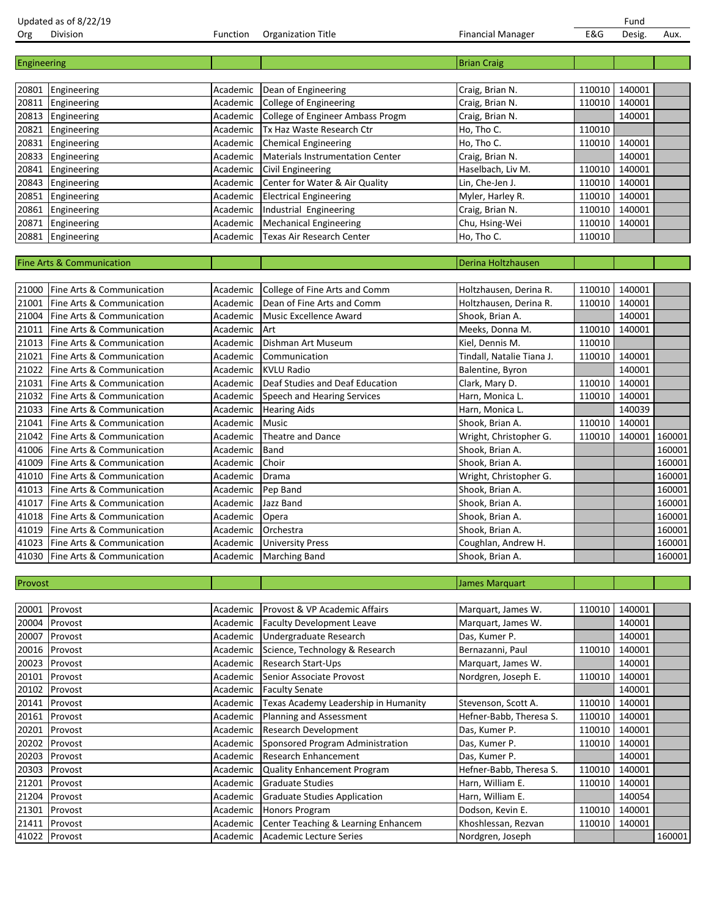Updated as of 8/22/19

| Org | Division | Function | Organization Title | Financial Manager | E&G | Fund Desig. | Aux. |
|---|---|---|---|---|---|---|---|
| Engineering | | | | Brian Craig | | | |
| 20801 | Engineering | Academic | Dean of Engineering | Craig, Brian N. | 110010 | 140001 | |
| 20811 | Engineering | Academic | College of Engineering | Craig, Brian N. | 110010 | 140001 | |
| 20813 | Engineering | Academic | College of Engineer Ambass Progm | Craig, Brian N. | | 140001 | |
| 20821 | Engineering | Academic | Tx Haz Waste Research Ctr | Ho, Tho C. | 110010 | | |
| 20831 | Engineering | Academic | Chemical Engineering | Ho, Tho C. | 110010 | 140001 | |
| 20833 | Engineering | Academic | Materials Instrumentation Center | Craig, Brian N. | | 140001 | |
| 20841 | Engineering | Academic | Civil Engineering | Haselbach, Liv M. | 110010 | 140001 | |
| 20843 | Engineering | Academic | Center for Water & Air Quality | Lin, Che-Jen J. | 110010 | 140001 | |
| 20851 | Engineering | Academic | Electrical Engineering | Myler, Harley R. | 110010 | 140001 | |
| 20861 | Engineering | Academic | Industrial Engineering | Craig, Brian N. | 110010 | 140001 | |
| 20871 | Engineering | Academic | Mechanical Engineering | Chu, Hsing-Wei | 110010 | 140001 | |
| 20881 | Engineering | Academic | Texas Air Research Center | Ho, Tho C. | 110010 | | |
| Fine Arts & Communication | | | | Derina Holtzhausen | | | |
| 21000 | Fine Arts & Communication | Academic | College of Fine Arts and Comm | Holtzhausen, Derina R. | 110010 | 140001 | |
| 21001 | Fine Arts & Communication | Academic | Dean of Fine Arts and Comm | Holtzhausen, Derina R. | 110010 | 140001 | |
| 21004 | Fine Arts & Communication | Academic | Music Excellence Award | Shook, Brian A. | | 140001 | |
| 21011 | Fine Arts & Communication | Academic | Art | Meeks, Donna M. | 110010 | 140001 | |
| 21013 | Fine Arts & Communication | Academic | Dishman Art Museum | Kiel, Dennis M. | 110010 | | |
| 21021 | Fine Arts & Communication | Academic | Communication | Tindall, Natalie Tiana J. | 110010 | 140001 | |
| 21022 | Fine Arts & Communication | Academic | KVLU Radio | Balentine, Byron | | 140001 | |
| 21031 | Fine Arts & Communication | Academic | Deaf Studies and Deaf Education | Clark, Mary D. | 110010 | 140001 | |
| 21032 | Fine Arts & Communication | Academic | Speech and Hearing Services | Harn, Monica L. | 110010 | 140001 | |
| 21033 | Fine Arts & Communication | Academic | Hearing Aids | Harn, Monica L. | | 140039 | |
| 21041 | Fine Arts & Communication | Academic | Music | Shook, Brian A. | 110010 | 140001 | |
| 21042 | Fine Arts & Communication | Academic | Theatre and Dance | Wright, Christopher G. | 110010 | 140001 | 160001 |
| 41006 | Fine Arts & Communication | Academic | Band | Shook, Brian A. | | | 160001 |
| 41009 | Fine Arts & Communication | Academic | Choir | Shook, Brian A. | | | 160001 |
| 41010 | Fine Arts & Communication | Academic | Drama | Wright, Christopher G. | | | 160001 |
| 41013 | Fine Arts & Communication | Academic | Pep Band | Shook, Brian A. | | | 160001 |
| 41017 | Fine Arts & Communication | Academic | Jazz Band | Shook, Brian A. | | | 160001 |
| 41018 | Fine Arts & Communication | Academic | Opera | Shook, Brian A. | | | 160001 |
| 41019 | Fine Arts & Communication | Academic | Orchestra | Shook, Brian A. | | | 160001 |
| 41023 | Fine Arts & Communication | Academic | University Press | Coughlan, Andrew H. | | | 160001 |
| 41030 | Fine Arts & Communication | Academic | Marching Band | Shook, Brian A. | | | 160001 |
| Provost | | | | James Marquart | | | |
| 20001 | Provost | Academic | Provost & VP Academic Affairs | Marquart, James W. | 110010 | 140001 | |
| 20004 | Provost | Academic | Faculty Development Leave | Marquart, James W. | | 140001 | |
| 20007 | Provost | Academic | Undergraduate Research | Das, Kumer P. | | 140001 | |
| 20016 | Provost | Academic | Science, Technology & Research | Bernazanni, Paul | 110010 | 140001 | |
| 20023 | Provost | Academic | Research Start-Ups | Marquart, James W. | | 140001 | |
| 20101 | Provost | Academic | Senior Associate Provost | Nordgren, Joseph E. | 110010 | 140001 | |
| 20102 | Provost | Academic | Faculty Senate | | | 140001 | |
| 20141 | Provost | Academic | Texas Academy Leadership in Humanity | Stevenson, Scott A. | 110010 | 140001 | |
| 20161 | Provost | Academic | Planning and Assessment | Hefner-Babb, Theresa S. | 110010 | 140001 | |
| 20201 | Provost | Academic | Research Development | Das, Kumer P. | 110010 | 140001 | |
| 20202 | Provost | Academic | Sponsored Program Administration | Das, Kumer P. | 110010 | 140001 | |
| 20203 | Provost | Academic | Research Enhancement | Das, Kumer P. | | 140001 | |
| 20303 | Provost | Academic | Quality Enhancement Program | Hefner-Babb, Theresa S. | 110010 | 140001 | |
| 21201 | Provost | Academic | Graduate Studies | Harn, William E. | 110010 | 140001 | |
| 21204 | Provost | Academic | Graduate Studies Application | Harn, William E. | | 140054 | |
| 21301 | Provost | Academic | Honors Program | Dodson, Kevin E. | 110010 | 140001 | |
| 21411 | Provost | Academic | Center Teaching & Learning Enhancem | Khoshlessan, Rezvan | 110010 | 140001 | |
| 41022 | Provost | Academic | Academic Lecture Series | Nordgren, Joseph | | | 160001 |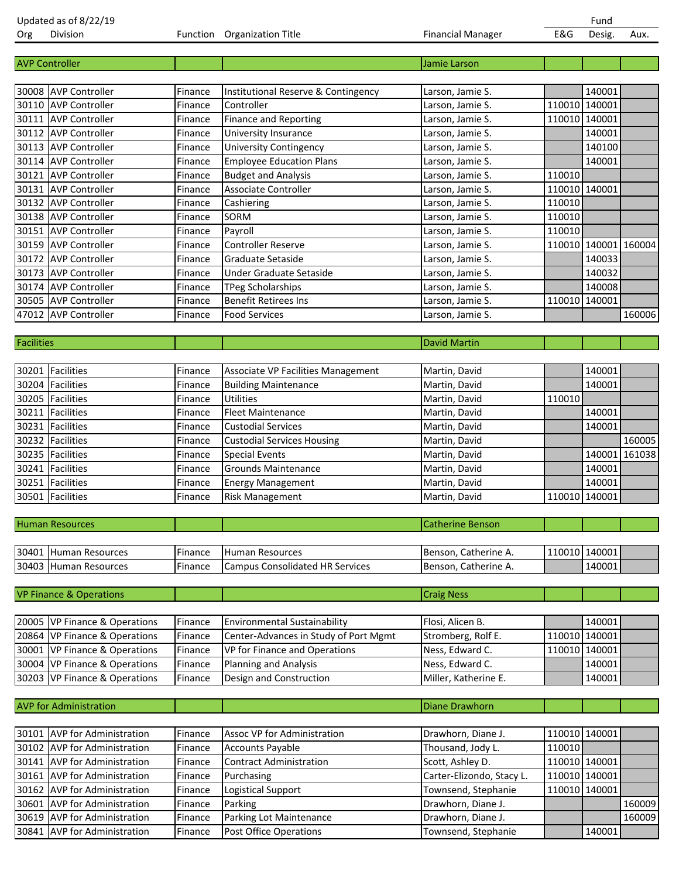Updated as of 8/22/19

| Org | Division | Function | Organization Title | Financial Manager | Fund E&G | Fund Desig. | Fund Aux. |
|---|---|---|---|---|---|---|---|
| AVP Controller | | | | Jamie Larson | | | |
| 30008 | AVP Controller | Finance | Institutional Reserve & Contingency | Larson, Jamie S. | | 140001 | |
| 30110 | AVP Controller | Finance | Controller | Larson, Jamie S. | 110010 | 140001 | |
| 30111 | AVP Controller | Finance | Finance and Reporting | Larson, Jamie S. | 110010 | 140001 | |
| 30112 | AVP Controller | Finance | University Insurance | Larson, Jamie S. | | 140001 | |
| 30113 | AVP Controller | Finance | University Contingency | Larson, Jamie S. | | 140100 | |
| 30114 | AVP Controller | Finance | Employee Education Plans | Larson, Jamie S. | | 140001 | |
| 30121 | AVP Controller | Finance | Budget and Analysis | Larson, Jamie S. | 110010 | | |
| 30131 | AVP Controller | Finance | Associate Controller | Larson, Jamie S. | 110010 | 140001 | |
| 30132 | AVP Controller | Finance | Cashiering | Larson, Jamie S. | 110010 | | |
| 30138 | AVP Controller | Finance | SORM | Larson, Jamie S. | 110010 | | |
| 30151 | AVP Controller | Finance | Payroll | Larson, Jamie S. | 110010 | | |
| 30159 | AVP Controller | Finance | Controller Reserve | Larson, Jamie S. | 110010 | 140001 | 160004 |
| 30172 | AVP Controller | Finance | Graduate Setaside | Larson, Jamie S. | | 140033 | |
| 30173 | AVP Controller | Finance | Under Graduate Setaside | Larson, Jamie S. | | 140032 | |
| 30174 | AVP Controller | Finance | TPeg Scholarships | Larson, Jamie S. | | 140008 | |
| 30505 | AVP Controller | Finance | Benefit Retirees Ins | Larson, Jamie S. | 110010 | 140001 | |
| 47012 | AVP Controller | Finance | Food Services | Larson, Jamie S. | | | 160006 |
| Facilities | | | | David Martin | | | |
| 30201 | Facilities | Finance | Associate VP Facilities Management | Martin, David | | 140001 | |
| 30204 | Facilities | Finance | Building Maintenance | Martin, David | | 140001 | |
| 30205 | Facilities | Finance | Utilities | Martin, David | 110010 | | |
| 30211 | Facilities | Finance | Fleet Maintenance | Martin, David | | 140001 | |
| 30231 | Facilities | Finance | Custodial Services | Martin, David | | 140001 | |
| 30232 | Facilities | Finance | Custodial Services Housing | Martin, David | | | 160005 |
| 30235 | Facilities | Finance | Special Events | Martin, David | | 140001 | 161038 |
| 30241 | Facilities | Finance | Grounds Maintenance | Martin, David | | 140001 | |
| 30251 | Facilities | Finance | Energy Management | Martin, David | | 140001 | |
| 30501 | Facilities | Finance | Risk Management | Martin, David | 110010 | 140001 | |
| Human Resources | | | | Catherine Benson | | | |
| 30401 | Human Resources | Finance | Human Resources | Benson, Catherine A. | 110010 | 140001 | |
| 30403 | Human Resources | Finance | Campus Consolidated HR Services | Benson, Catherine A. | | 140001 | |
| VP Finance & Operations | | | | Craig Ness | | | |
| 20005 | VP Finance & Operations | Finance | Environmental Sustainability | Flosi, Alicen B. | | 140001 | |
| 20864 | VP Finance & Operations | Finance | Center-Advances in Study of Port Mgmt | Stromberg, Rolf E. | 110010 | 140001 | |
| 30001 | VP Finance & Operations | Finance | VP for Finance and Operations | Ness, Edward C. | 110010 | 140001 | |
| 30004 | VP Finance & Operations | Finance | Planning and Analysis | Ness, Edward C. | | 140001 | |
| 30203 | VP Finance & Operations | Finance | Design and Construction | Miller, Katherine E. | | 140001 | |
| AVP for Administration | | | | Diane Drawhorn | | | |
| 30101 | AVP for Administration | Finance | Assoc VP for Administration | Drawhorn, Diane J. | 110010 | 140001 | |
| 30102 | AVP for Administration | Finance | Accounts Payable | Thousand, Jody L. | 110010 | | |
| 30141 | AVP for Administration | Finance | Contract Administration | Scott, Ashley D. | 110010 | 140001 | |
| 30161 | AVP for Administration | Finance | Purchasing | Carter-Elizondo, Stacy L. | 110010 | 140001 | |
| 30162 | AVP for Administration | Finance | Logistical Support | Townsend, Stephanie | 110010 | 140001 | |
| 30601 | AVP for Administration | Finance | Parking | Drawhorn, Diane J. | | | 160009 |
| 30619 | AVP for Administration | Finance | Parking Lot Maintenance | Drawhorn, Diane J. | | | 160009 |
| 30841 | AVP for Administration | Finance | Post Office Operations | Townsend, Stephanie | | 140001 | |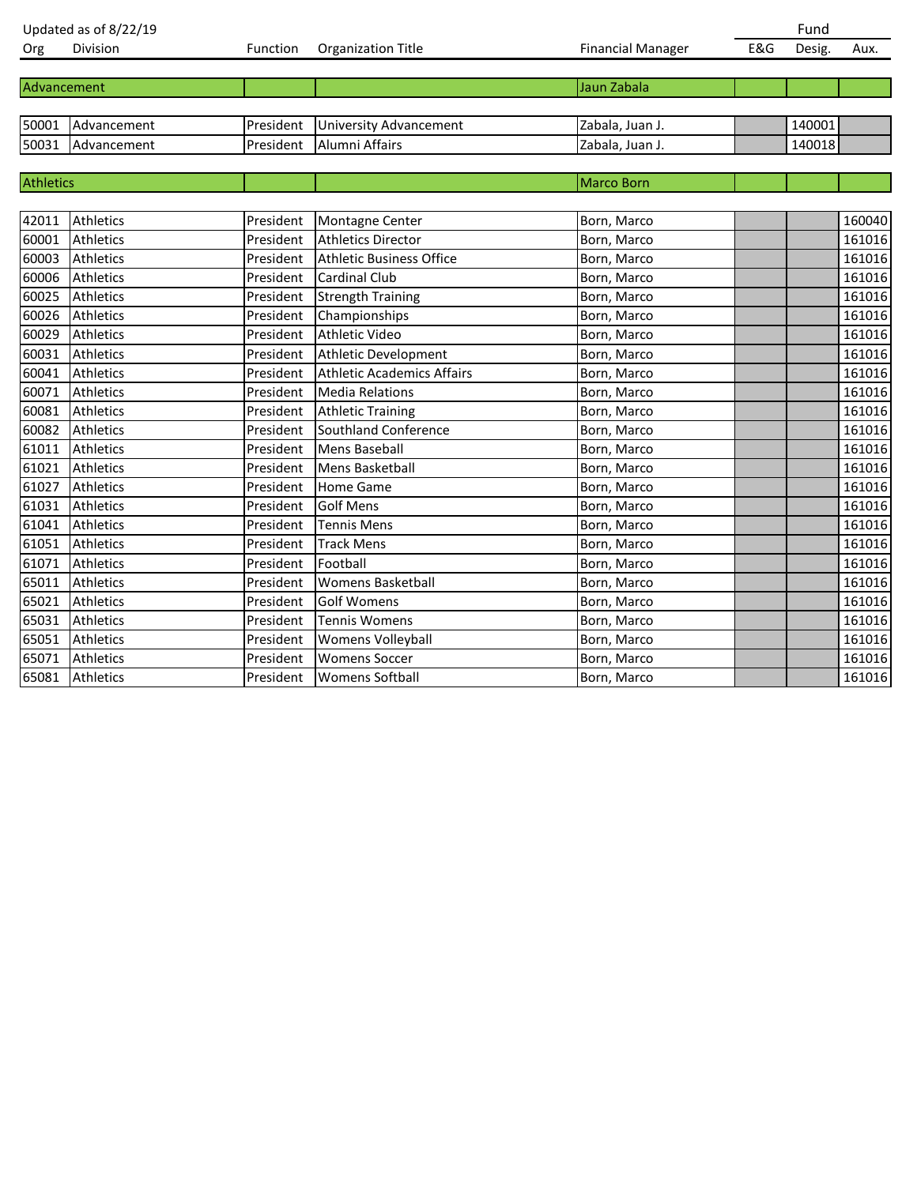Updated as of 8/22/19

| Org | Division | Function | Organization Title | Financial Manager | E&G | Fund Desig. | Aux. |
|---|---|---|---|---|---|---|---|
| Advancement | | | | Jaun Zabala | | | |
| 50001 | Advancement | President | University Advancement | Zabala, Juan J. | | 140001 | |
| 50031 | Advancement | President | Alumni Affairs | Zabala, Juan J. | | 140018 | |
| Athletics | | | | Marco Born | | | |
| 42011 | Athletics | President | Montagne Center | Born, Marco | | | 160040 |
| 60001 | Athletics | President | Athletics Director | Born, Marco | | | 161016 |
| 60003 | Athletics | President | Athletic Business Office | Born, Marco | | | 161016 |
| 60006 | Athletics | President | Cardinal Club | Born, Marco | | | 161016 |
| 60025 | Athletics | President | Strength Training | Born, Marco | | | 161016 |
| 60026 | Athletics | President | Championships | Born, Marco | | | 161016 |
| 60029 | Athletics | President | Athletic Video | Born, Marco | | | 161016 |
| 60031 | Athletics | President | Athletic Development | Born, Marco | | | 161016 |
| 60041 | Athletics | President | Athletic Academics Affairs | Born, Marco | | | 161016 |
| 60071 | Athletics | President | Media Relations | Born, Marco | | | 161016 |
| 60081 | Athletics | President | Athletic Training | Born, Marco | | | 161016 |
| 60082 | Athletics | President | Southland Conference | Born, Marco | | | 161016 |
| 61011 | Athletics | President | Mens Baseball | Born, Marco | | | 161016 |
| 61021 | Athletics | President | Mens Basketball | Born, Marco | | | 161016 |
| 61027 | Athletics | President | Home Game | Born, Marco | | | 161016 |
| 61031 | Athletics | President | Golf Mens | Born, Marco | | | 161016 |
| 61041 | Athletics | President | Tennis Mens | Born, Marco | | | 161016 |
| 61051 | Athletics | President | Track Mens | Born, Marco | | | 161016 |
| 61071 | Athletics | President | Football | Born, Marco | | | 161016 |
| 65011 | Athletics | President | Womens Basketball | Born, Marco | | | 161016 |
| 65021 | Athletics | President | Golf Womens | Born, Marco | | | 161016 |
| 65031 | Athletics | President | Tennis Womens | Born, Marco | | | 161016 |
| 65051 | Athletics | President | Womens Volleyball | Born, Marco | | | 161016 |
| 65071 | Athletics | President | Womens Soccer | Born, Marco | | | 161016 |
| 65081 | Athletics | President | Womens Softball | Born, Marco | | | 161016 |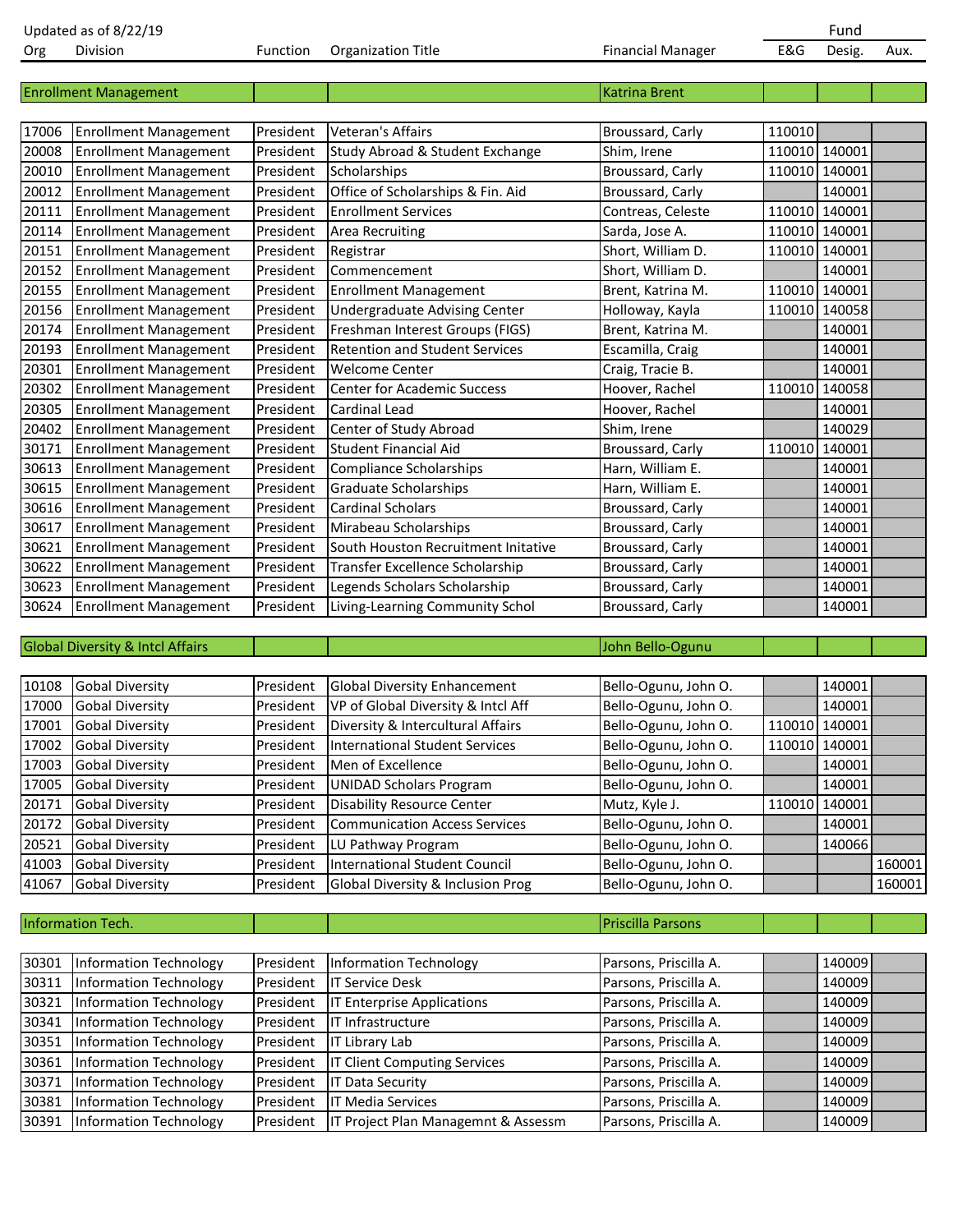Updated as of 8/22/19

| Org | Division | Function | Organization Title | Financial Manager | E&G | Fund Desig. | Aux. |
|---|---|---|---|---|---|---|---|
| Enrollment Management | | | | Katrina Brent | | | |
| 17006 | Enrollment Management | President | Veteran's Affairs | Broussard, Carly | 110010 | | |
| 20008 | Enrollment Management | President | Study Abroad & Student Exchange | Shim, Irene | 110010 | 140001 | |
| 20010 | Enrollment Management | President | Scholarships | Broussard, Carly | 110010 | 140001 | |
| 20012 | Enrollment Management | President | Office of Scholarships & Fin. Aid | Broussard, Carly | | 140001 | |
| 20111 | Enrollment Management | President | Enrollment Services | Contreas, Celeste | 110010 | 140001 | |
| 20114 | Enrollment Management | President | Area Recruiting | Sarda, Jose A. | 110010 | 140001 | |
| 20151 | Enrollment Management | President | Registrar | Short, William D. | 110010 | 140001 | |
| 20152 | Enrollment Management | President | Commencement | Short, William D. | | 140001 | |
| 20155 | Enrollment Management | President | Enrollment Management | Brent, Katrina M. | 110010 | 140001 | |
| 20156 | Enrollment Management | President | Undergraduate Advising Center | Holloway, Kayla | 110010 | 140058 | |
| 20174 | Enrollment Management | President | Freshman Interest Groups (FIGS) | Brent, Katrina M. | | 140001 | |
| 20193 | Enrollment Management | President | Retention and Student Services | Escamilla, Craig | | 140001 | |
| 20301 | Enrollment Management | President | Welcome Center | Craig, Tracie B. | | 140001 | |
| 20302 | Enrollment Management | President | Center for Academic Success | Hoover, Rachel | 110010 | 140058 | |
| 20305 | Enrollment Management | President | Cardinal Lead | Hoover, Rachel | | 140001 | |
| 20402 | Enrollment Management | President | Center of Study Abroad | Shim, Irene | | 140029 | |
| 30171 | Enrollment Management | President | Student Financial Aid | Broussard, Carly | 110010 | 140001 | |
| 30613 | Enrollment Management | President | Compliance Scholarships | Harn, William E. | | 140001 | |
| 30615 | Enrollment Management | President | Graduate Scholarships | Harn, William E. | | 140001 | |
| 30616 | Enrollment Management | President | Cardinal Scholars | Broussard, Carly | | 140001 | |
| 30617 | Enrollment Management | President | Mirabeau Scholarships | Broussard, Carly | | 140001 | |
| 30621 | Enrollment Management | President | South Houston Recruitment Initative | Broussard, Carly | | 140001 | |
| 30622 | Enrollment Management | President | Transfer Excellence Scholarship | Broussard, Carly | | 140001 | |
| 30623 | Enrollment Management | President | Legends Scholars Scholarship | Broussard, Carly | | 140001 | |
| 30624 | Enrollment Management | President | Living-Learning Community Schol | Broussard, Carly | | 140001 | |
| Global Diversity & Intcl Affairs | | | | John Bello-Ogunu | | | |
| 10108 | Gobal Diversity | President | Global Diversity Enhancement | Bello-Ogunu, John O. | | 140001 | |
| 17000 | Gobal Diversity | President | VP of Global Diversity & Intcl Aff | Bello-Ogunu, John O. | | 140001 | |
| 17001 | Gobal Diversity | President | Diversity & Intercultural Affairs | Bello-Ogunu, John O. | 110010 | 140001 | |
| 17002 | Gobal Diversity | President | International Student Services | Bello-Ogunu, John O. | 110010 | 140001 | |
| 17003 | Gobal Diversity | President | Men of Excellence | Bello-Ogunu, John O. | | 140001 | |
| 17005 | Gobal Diversity | President | UNIDAD Scholars Program | Bello-Ogunu, John O. | | 140001 | |
| 20171 | Gobal Diversity | President | Disability Resource Center | Mutz, Kyle J. | 110010 | 140001 | |
| 20172 | Gobal Diversity | President | Communication Access Services | Bello-Ogunu, John O. | | 140001 | |
| 20521 | Gobal Diversity | President | LU Pathway Program | Bello-Ogunu, John O. | | 140066 | |
| 41003 | Gobal Diversity | President | International Student Council | Bello-Ogunu, John O. | | | 160001 |
| 41067 | Gobal Diversity | President | Global Diversity & Inclusion Prog | Bello-Ogunu, John O. | | | 160001 |
| Information Tech. | | | | Priscilla Parsons | | | |
| 30301 | Information Technology | President | Information Technology | Parsons, Priscilla A. | | 140009 | |
| 30311 | Information Technology | President | IT Service Desk | Parsons, Priscilla A. | | 140009 | |
| 30321 | Information Technology | President | IT Enterprise Applications | Parsons, Priscilla A. | | 140009 | |
| 30341 | Information Technology | President | IT Infrastructure | Parsons, Priscilla A. | | 140009 | |
| 30351 | Information Technology | President | IT Library Lab | Parsons, Priscilla A. | | 140009 | |
| 30361 | Information Technology | President | IT Client Computing Services | Parsons, Priscilla A. | | 140009 | |
| 30371 | Information Technology | President | IT Data Security | Parsons, Priscilla A. | | 140009 | |
| 30381 | Information Technology | President | IT Media Services | Parsons, Priscilla A. | | 140009 | |
| 30391 | Information Technology | President | IT Project Plan Managemnt & Assessm | Parsons, Priscilla A. | | 140009 | |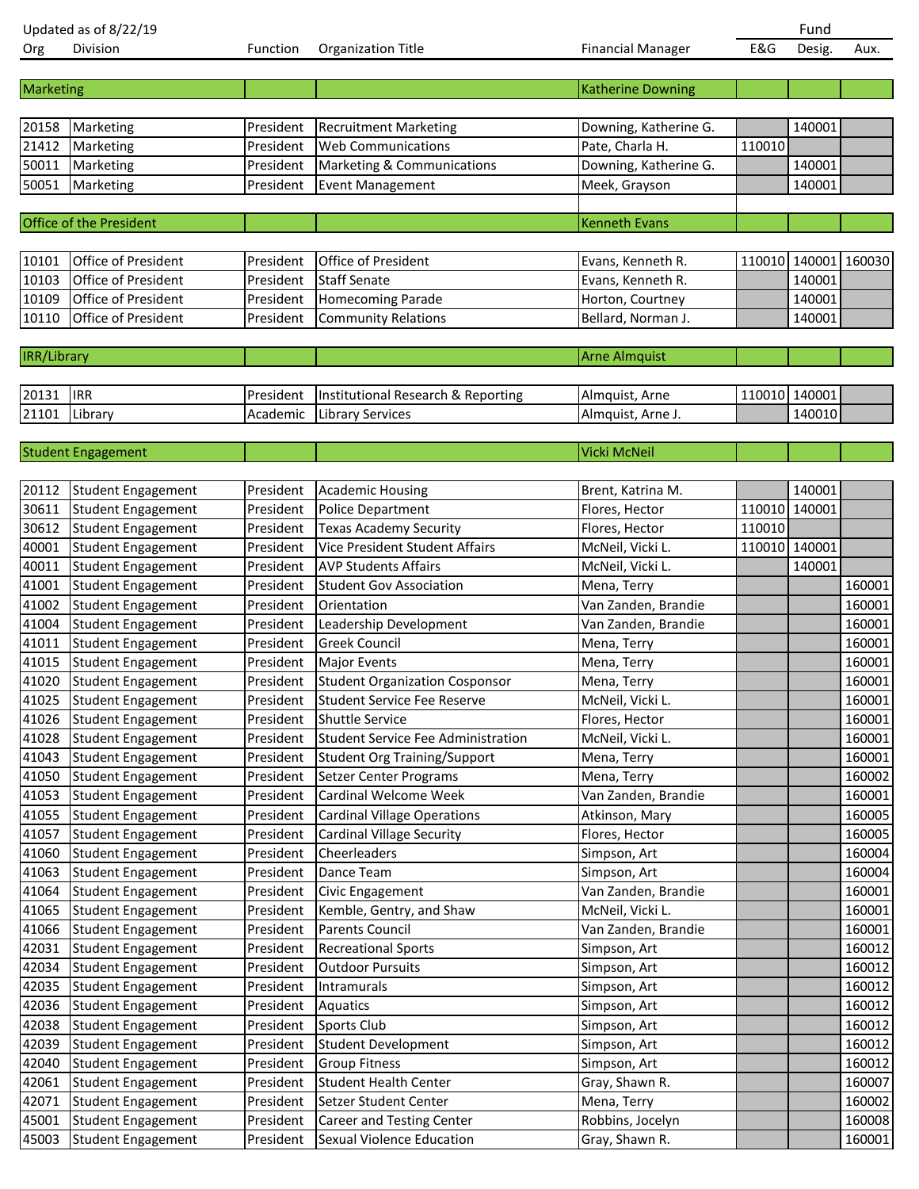Updated as of 8/22/19

| Org | Division | Function | Organization Title | Financial Manager | E&G | Fund Desig. | Aux. |
|---|---|---|---|---|---|---|---|
| Marketing | | | | Katherine Downing | | | |
| 20158 | Marketing | President | Recruitment Marketing | Downing, Katherine G. | | 140001 | |
| 21412 | Marketing | President | Web Communications | Pate, Charla H. | 110010 | | |
| 50011 | Marketing | President | Marketing & Communications | Downing, Katherine G. | | 140001 | |
| 50051 | Marketing | President | Event Management | Meek, Grayson | | 140001 | |
| Office of the President | | | | Kenneth Evans | | | |
| 10101 | Office of President | President | Office of President | Evans, Kenneth R. | 110010 | 140001 | 160030 |
| 10103 | Office of President | President | Staff Senate | Evans, Kenneth R. | | 140001 | |
| 10109 | Office of President | President | Homecoming Parade | Horton, Courtney | | 140001 | |
| 10110 | Office of President | President | Community Relations | Bellard, Norman J. | | 140001 | |
| IRR/Library | | | | Arne Almquist | | | |
| 20131 | IRR | President | Institutional Research & Reporting | Almquist, Arne | 110010 | 140001 | |
| 21101 | Library | Academic | Library Services | Almquist, Arne J. | | 140010 | |
| Student Engagement | | | | Vicki McNeil | | | |
| 20112 | Student Engagement | President | Academic Housing | Brent, Katrina M. | | 140001 | |
| 30611 | Student Engagement | President | Police Department | Flores, Hector | 110010 | 140001 | |
| 30612 | Student Engagement | President | Texas Academy Security | Flores, Hector | 110010 | | |
| 40001 | Student Engagement | President | Vice President Student Affairs | McNeil, Vicki L. | 110010 | 140001 | |
| 40011 | Student Engagement | President | AVP Students Affairs | McNeil, Vicki L. | | 140001 | |
| 41001 | Student Engagement | President | Student Gov Association | Mena, Terry | | | 160001 |
| 41002 | Student Engagement | President | Orientation | Van Zanden, Brandie | | | 160001 |
| 41004 | Student Engagement | President | Leadership Development | Van Zanden, Brandie | | | 160001 |
| 41011 | Student Engagement | President | Greek Council | Mena, Terry | | | 160001 |
| 41015 | Student Engagement | President | Major Events | Mena, Terry | | | 160001 |
| 41020 | Student Engagement | President | Student Organization Cosponsor | Mena, Terry | | | 160001 |
| 41025 | Student Engagement | President | Student Service Fee Reserve | McNeil, Vicki L. | | | 160001 |
| 41026 | Student Engagement | President | Shuttle Service | Flores, Hector | | | 160001 |
| 41028 | Student Engagement | President | Student Service Fee Administration | McNeil, Vicki L. | | | 160001 |
| 41043 | Student Engagement | President | Student Org Training/Support | Mena, Terry | | | 160001 |
| 41050 | Student Engagement | President | Setzer Center Programs | Mena, Terry | | | 160002 |
| 41053 | Student Engagement | President | Cardinal Welcome Week | Van Zanden, Brandie | | | 160001 |
| 41055 | Student Engagement | President | Cardinal Village Operations | Atkinson, Mary | | | 160005 |
| 41057 | Student Engagement | President | Cardinal Village Security | Flores, Hector | | | 160005 |
| 41060 | Student Engagement | President | Cheerleaders | Simpson, Art | | | 160004 |
| 41063 | Student Engagement | President | Dance Team | Simpson, Art | | | 160004 |
| 41064 | Student Engagement | President | Civic Engagement | Van Zanden, Brandie | | | 160001 |
| 41065 | Student Engagement | President | Kemble, Gentry, and Shaw | McNeil, Vicki L. | | | 160001 |
| 41066 | Student Engagement | President | Parents Council | Van Zanden, Brandie | | | 160001 |
| 42031 | Student Engagement | President | Recreational Sports | Simpson, Art | | | 160012 |
| 42034 | Student Engagement | President | Outdoor Pursuits | Simpson, Art | | | 160012 |
| 42035 | Student Engagement | President | Intramurals | Simpson, Art | | | 160012 |
| 42036 | Student Engagement | President | Aquatics | Simpson, Art | | | 160012 |
| 42038 | Student Engagement | President | Sports Club | Simpson, Art | | | 160012 |
| 42039 | Student Engagement | President | Student Development | Simpson, Art | | | 160012 |
| 42040 | Student Engagement | President | Group Fitness | Simpson, Art | | | 160012 |
| 42061 | Student Engagement | President | Student Health Center | Gray, Shawn R. | | | 160007 |
| 42071 | Student Engagement | President | Setzer Student Center | Mena, Terry | | | 160002 |
| 45001 | Student Engagement | President | Career and Testing Center | Robbins, Jocelyn | | | 160008 |
| 45003 | Student Engagement | President | Sexual Violence Education | Gray, Shawn R. | | | 160001 |